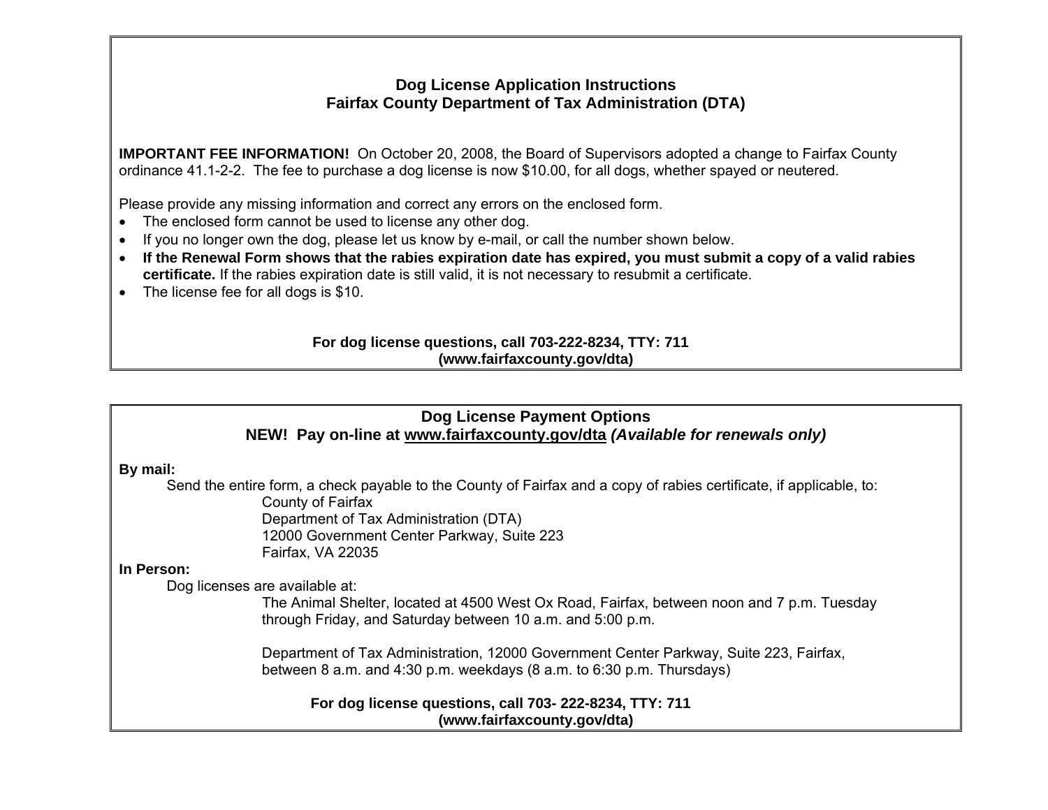# Dog License Application Instructions
# Fairfax County Department of Tax Administration (DTA)

**IMPORTANT FEE INFORMATION!** On October 20, 2008, the Board of Supervisors adopted a change to Fairfax County ordinance 41.1-2-2. The fee to purchase a dog license is now $10.00, for all dogs, whether spayed or neutered.

Please provide any missing information and correct any errors on the enclosed form.

- The enclosed form cannot be used to license any other dog.
- If you no longer own the dog, please let us know by e-mail, or call the number shown below.
- **If the Renewal Form shows that the rabies expiration date has expired, you must submit a copy of a valid rabies certificate.** If the rabies expiration date is still valid, it is not necessary to resubmit a certificate.
- The license fee for all dogs is $10.

**For dog license questions, call 703-222-8234, TTY: 711**
**(www.fairfaxcounty.gov/dta)**

## Dog License Payment Options
## NEW! Pay on-line at www.fairfaxcounty.gov/dta *(Available for renewals only)*

**By mail:**

Send the entire form, a check payable to the County of Fairfax and a copy of rabies certificate, if applicable, to:

County of Fairfax
Department of Tax Administration (DTA)
12000 Government Center Parkway, Suite 223
Fairfax, VA 22035

**In Person:**

Dog licenses are available at:

The Animal Shelter, located at 4500 West Ox Road, Fairfax, between noon and 7 p.m. Tuesday through Friday, and Saturday between 10 a.m. and 5:00 p.m.

Department of Tax Administration, 12000 Government Center Parkway, Suite 223, Fairfax, between 8 a.m. and 4:30 p.m. weekdays (8 a.m. to 6:30 p.m. Thursdays)

**For dog license questions, call 703- 222-8234, TTY: 711**
**(www.fairfaxcounty.gov/dta)**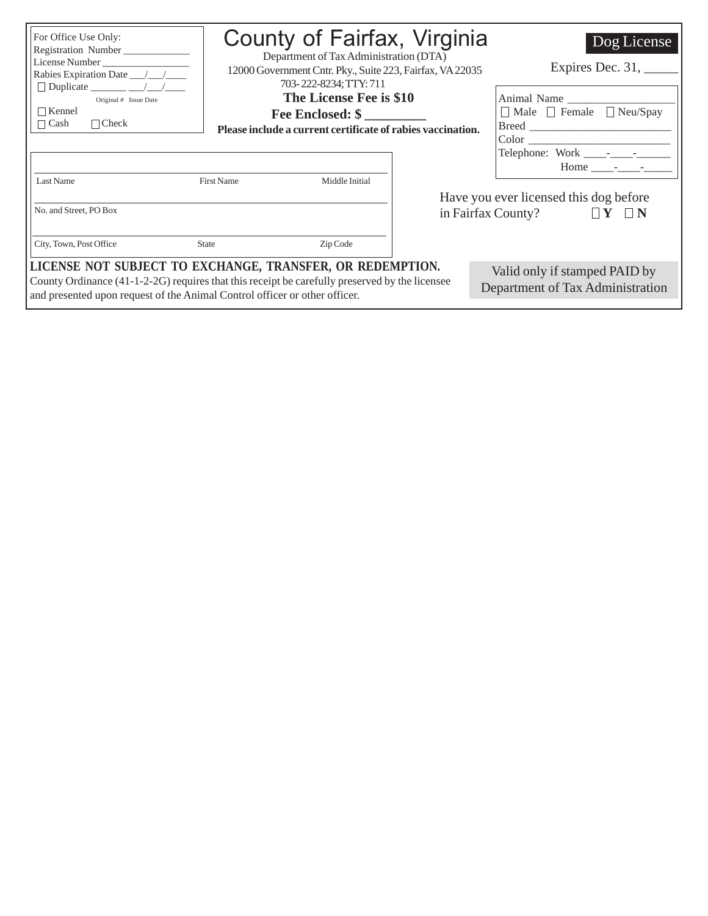For Office Use Only:
Registration Number _____________
License Number _________________
Rabies Expiration Date ___/___/____
☐ Duplicate _______ ___/___/____
Original # Issue Date
☐ Kennel
☐ Cash ☐ Check

# County of Fairfax, Virginia

Department of Tax Administration (DTA)
12000 Government Cntr. Pky., Suite 223, Fairfax, VA 22035
703-222-8234; TTY: 711

**The License Fee is $10**

**Fee Enclosed: $ _________**

**Please include a current certificate of rabies vaccination.**

**Dog License**

Expires Dec. 31, _____

Animal Name ___________________
☐ Male ☐ Female ☐ Neu/Spay
Breed _________________________
Color _________________________
Telephone: Work ____-____-______
Home ____-____-_____

| | | |
|---|---|---|
| Last Name | First Name | Middle Initial |
| No. and Street, PO Box | | |
| City, Town, Post Office | State | Zip Code |

Have you ever licensed this dog before in Fairfax County? ☐ **Y** ☐ **N**

**LICENSE NOT SUBJECT TO EXCHANGE, TRANSFER, OR REDEMPTION.**
County Ordinance (41-1-2-2G) requires that this receipt be carefully preserved by the licensee and presented upon request of the Animal Control officer or other officer.

Valid only if stamped PAID by Department of Tax Administration